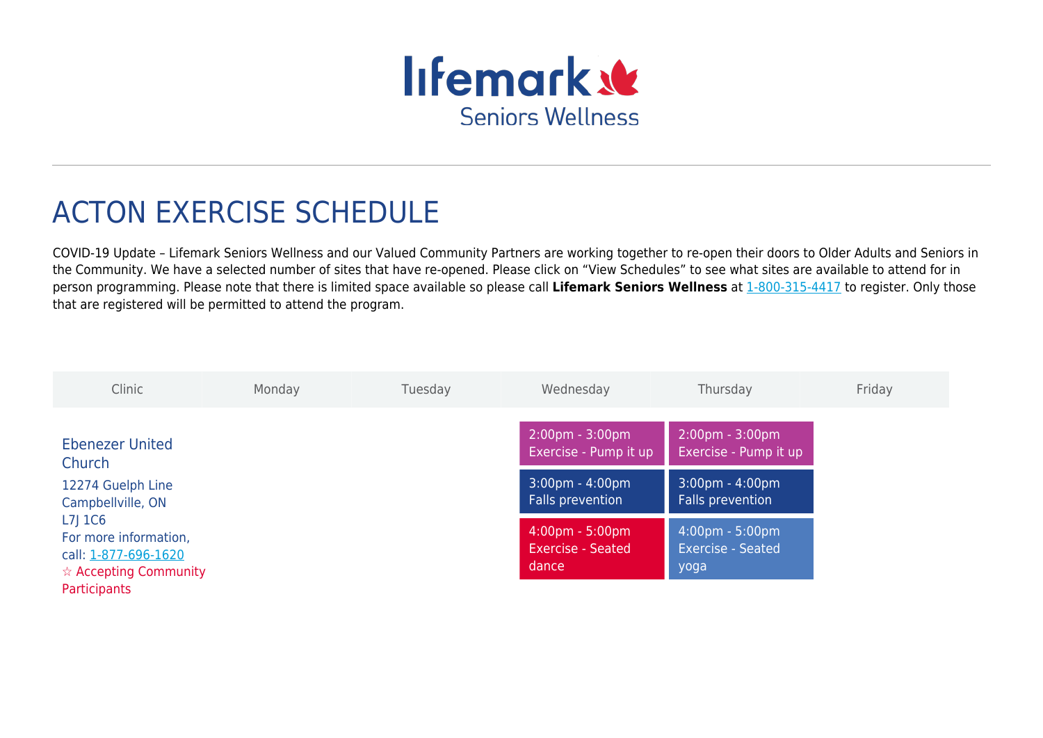Lifemark Seniors Wellness

# ACTON EXERCISE SCHEDULE

COVID-19 Update – Lifemark Seniors Wellness and our Valued Community Partners are working together to re-open their doors to Older Adults and Seniors in the Community. We have a selected number of sites that have re-opened. Please click on "View Schedules" to see what sites are available to attend for in person programming. Please note that there is limited space available so please call **Lifemark Seniors Wellness** at 1-800-315-4417 to register. Only those that are registered will be permitted to attend the program.

| Clinic | Monday | Tuesday | Wednesday | Thursday | Friday |
|---|---|---|---|---|---|
| Ebenezer United Church<br>12274 Guelph Line<br>Campbellville, ON<br>L7J 1C6<br>For more information, call: 1-877-696-1620<br>☆ Accepting Community Participants | | | 2:00pm - 3:00pm Exercise - Pump it up<br>3:00pm - 4:00pm Falls prevention<br>4:00pm - 5:00pm Exercise - Seated dance | 2:00pm - 3:00pm Exercise - Pump it up<br>3:00pm - 4:00pm Falls prevention<br>4:00pm - 5:00pm Exercise - Seated yoga | |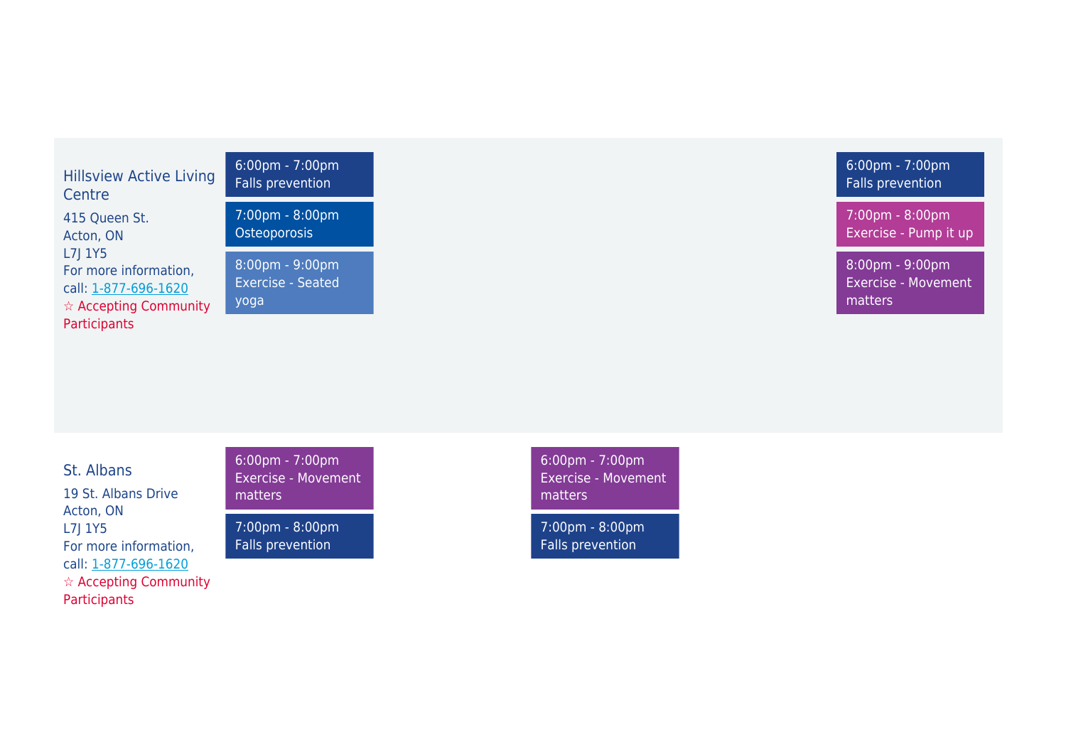| | | | | | |
|---|---|---|---|---|---|
| **Hillsview Active Living Centre**<br>415 Queen St.<br>Acton, ON<br>L7J 1Y5<br>For more information, call: [1-877-696-1620](tel:18776961620)<br>☆ Accepting Community Participants | 6:00pm - 7:00pm Falls prevention<br>7:00pm - 8:00pm Osteoporosis<br>8:00pm - 9:00pm Exercise - Seated yoga | | | | 6:00pm - 7:00pm Falls prevention<br>7:00pm - 8:00pm Exercise - Pump it up<br>8:00pm - 9:00pm Exercise - Movement matters |
| **St. Albans**<br>19 St. Albans Drive<br>Acton, ON<br>L7J 1Y5<br>For more information, call: [1-877-696-1620](tel:18776961620)<br>☆ Accepting Community Participants | 6:00pm - 7:00pm Exercise - Movement matters<br>7:00pm - 8:00pm Falls prevention | | 6:00pm - 7:00pm Exercise - Movement matters<br>7:00pm - 8:00pm Falls prevention | | |